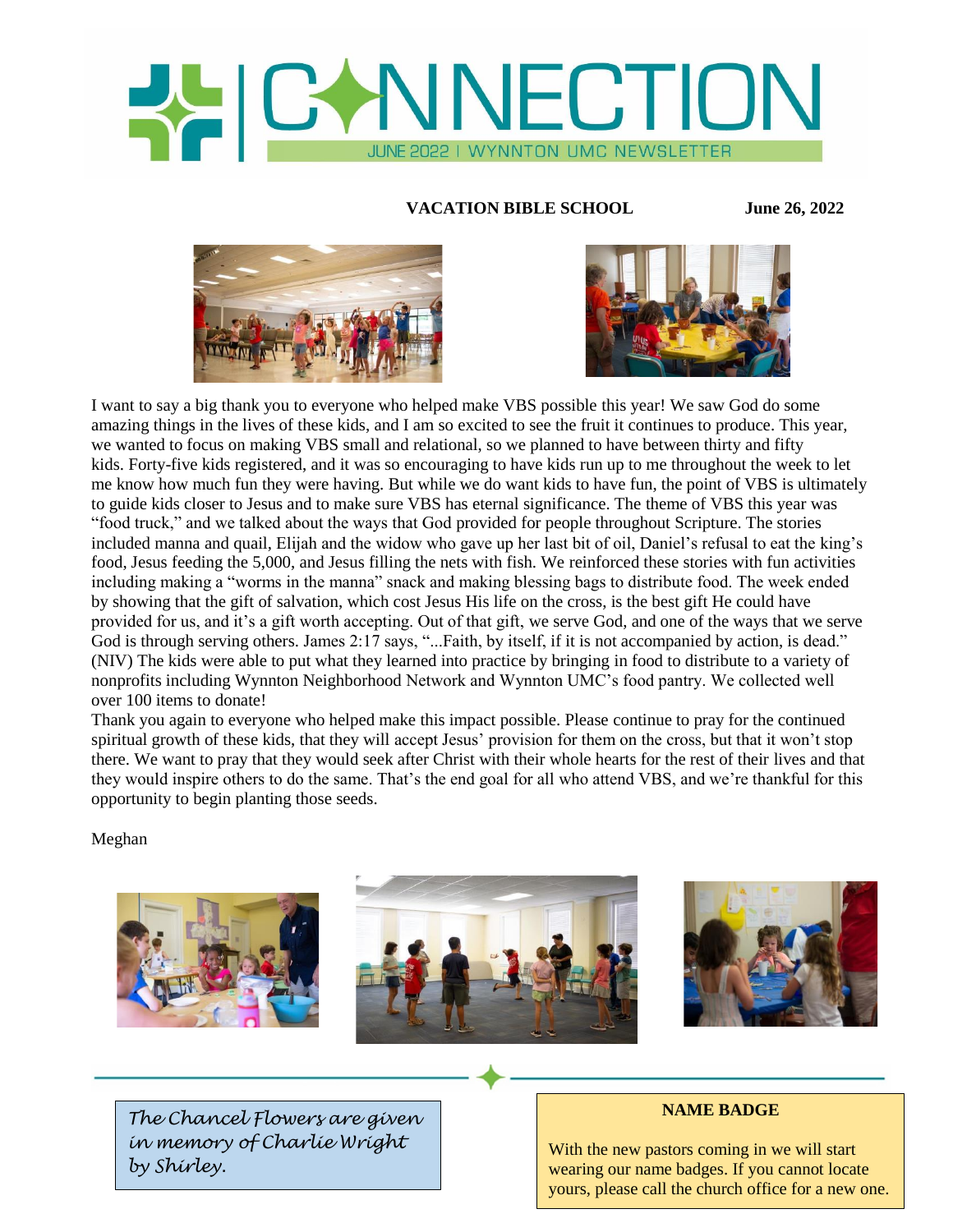# CONNECTION

JUNE 2022 | WYNNTON UMC NEWSLETTER

**VACATION BIBLE SCHOOL** **June 26, 2022**

I want to say a big thank you to everyone who helped make VBS possible this year! We saw God do some amazing things in the lives of these kids, and I am so excited to see the fruit it continues to produce. This year, we wanted to focus on making VBS small and relational, so we planned to have between thirty and fifty kids. Forty-five kids registered, and it was so encouraging to have kids run up to me throughout the week to let me know how much fun they were having. But while we do want kids to have fun, the point of VBS is ultimately to guide kids closer to Jesus and to make sure VBS has eternal significance. The theme of VBS this year was "food truck," and we talked about the ways that God provided for people throughout Scripture. The stories included manna and quail, Elijah and the widow who gave up her last bit of oil, Daniel's refusal to eat the king's food, Jesus feeding the 5,000, and Jesus filling the nets with fish. We reinforced these stories with fun activities including making a "worms in the manna" snack and making blessing bags to distribute food. The week ended by showing that the gift of salvation, which cost Jesus His life on the cross, is the best gift He could have provided for us, and it's a gift worth accepting. Out of that gift, we serve God, and one of the ways that we serve God is through serving others. James 2:17 says, "...Faith, by itself, if it is not accompanied by action, is dead." (NIV) The kids were able to put what they learned into practice by bringing in food to distribute to a variety of nonprofits including Wynnton Neighborhood Network and Wynnton UMC's food pantry. We collected well over 100 items to donate!

Thank you again to everyone who helped make this impact possible. Please continue to pray for the continued spiritual growth of these kids, that they will accept Jesus' provision for them on the cross, but that it won't stop there. We want to pray that they would seek after Christ with their whole hearts for the rest of their lives and that they would inspire others to do the same. That's the end goal for all who attend VBS, and we're thankful for this opportunity to begin planting those seeds.

Meghan

---

*The Chancel Flowers are given in memory of Charlie Wright by Shirley.*

**NAME BADGE**

With the new pastors coming in we will start wearing our name badges. If you cannot locate yours, please call the church office for a new one.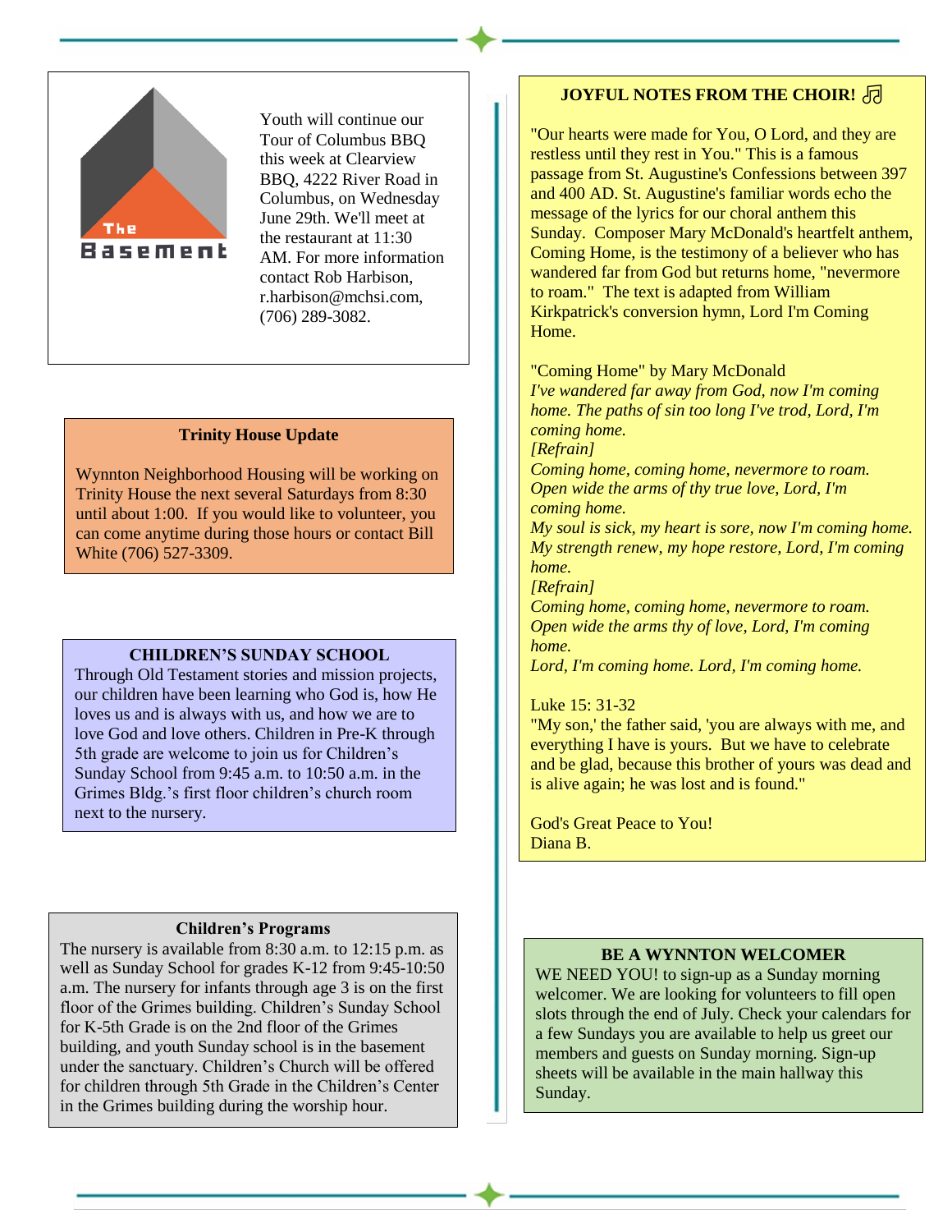The Basement

Youth will continue our Tour of Columbus BBQ this week at Clearview BBQ, 4222 River Road in Columbus, on Wednesday June 29th. We'll meet at the restaurant at 11:30 AM. For more information contact Rob Harbison, r.harbison@mchsi.com, (706) 289-3082.

### Trinity House Update

Wynnton Neighborhood Housing will be working on Trinity House the next several Saturdays from 8:30 until about 1:00. If you would like to volunteer, you can come anytime during those hours or contact Bill White (706) 527-3309.

### CHILDREN'S SUNDAY SCHOOL

Through Old Testament stories and mission projects, our children have been learning who God is, how He loves us and is always with us, and how we are to love God and love others. Children in Pre-K through 5th grade are welcome to join us for Children's Sunday School from 9:45 a.m. to 10:50 a.m. in the Grimes Bldg.'s first floor children's church room next to the nursery.

### Children's Programs

The nursery is available from 8:30 a.m. to 12:15 p.m. as well as Sunday School for grades K-12 from 9:45-10:50 a.m. The nursery for infants through age 3 is on the first floor of the Grimes building. Children's Sunday School for K-5th Grade is on the 2nd floor of the Grimes building, and youth Sunday school is in the basement under the sanctuary. Children's Church will be offered for children through 5th Grade in the Children's Center in the Grimes building during the worship hour.

### JOYFUL NOTES FROM THE CHOIR! ♫

"Our hearts were made for You, O Lord, and they are restless until they rest in You." This is a famous passage from St. Augustine's Confessions between 397 and 400 AD. St. Augustine's familiar words echo the message of the lyrics for our choral anthem this Sunday. Composer Mary McDonald's heartfelt anthem, Coming Home, is the testimony of a believer who has wandered far from God but returns home, "nevermore to roam." The text is adapted from William Kirkpatrick's conversion hymn, Lord I'm Coming Home.

"Coming Home" by Mary McDonald
*I've wandered far away from God, now I'm coming home. The paths of sin too long I've trod, Lord, I'm coming home.*
*[Refrain]*
*Coming home, coming home, nevermore to roam.*
*Open wide the arms of thy true love, Lord, I'm coming home.*
*My soul is sick, my heart is sore, now I'm coming home.*
*My strength renew, my hope restore, Lord, I'm coming home.*
*[Refrain]*
*Coming home, coming home, nevermore to roam.*
*Open wide the arms thy of love, Lord, I'm coming home.*
*Lord, I'm coming home. Lord, I'm coming home.*

Luke 15: 31-32
"My son,' the father said, 'you are always with me, and everything I have is yours. But we have to celebrate and be glad, because this brother of yours was dead and is alive again; he was lost and is found."

God's Great Peace to You!
Diana B.

### BE A WYNNTON WELCOMER

WE NEED YOU! to sign-up as a Sunday morning welcomer. We are looking for volunteers to fill open slots through the end of July. Check your calendars for a few Sundays you are available to help us greet our members and guests on Sunday morning. Sign-up sheets will be available in the main hallway this Sunday.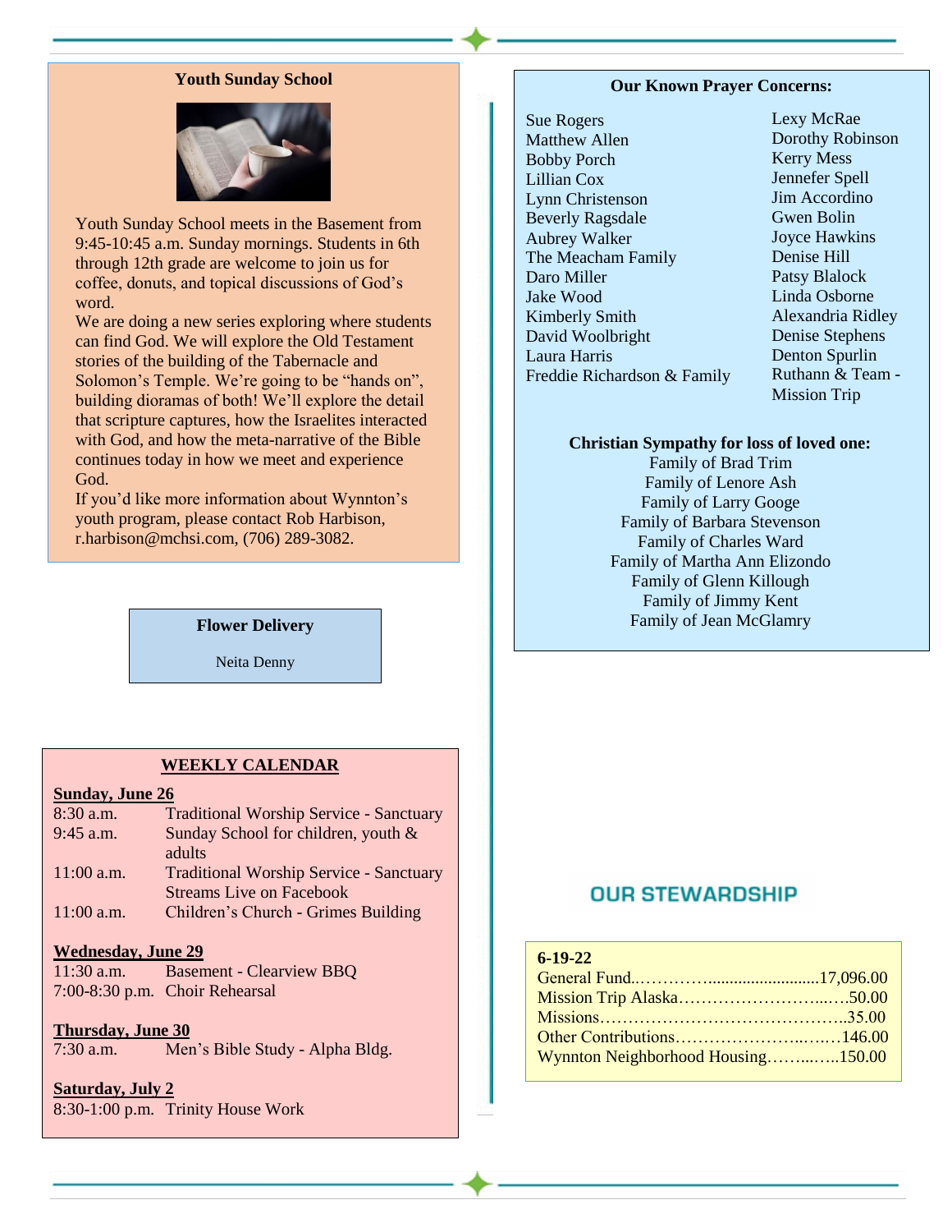## Youth Sunday School

Youth Sunday School meets in the Basement from 9:45-10:45 a.m. Sunday mornings. Students in 6th through 12th grade are welcome to join us for coffee, donuts, and topical discussions of God's word.

We are doing a new series exploring where students can find God. We will explore the Old Testament stories of the building of the Tabernacle and Solomon's Temple. We're going to be "hands on", building dioramas of both! We'll explore the detail that scripture captures, how the Israelites interacted with God, and how the meta-narrative of the Bible continues today in how we meet and experience God.

If you'd like more information about Wynnton's youth program, please contact Rob Harbison, r.harbison@mchsi.com, (706) 289-3082.

## Flower Delivery

Neita Denny

## WEEKLY CALENDAR

**Sunday, June 26**

| | |
|---|---|
| 8:30 a.m. | Traditional Worship Service - Sanctuary |
| 9:45 a.m. | Sunday School for children, youth & adults |
| 11:00 a.m. | Traditional Worship Service - Sanctuary Streams Live on Facebook |
| 11:00 a.m. | Children's Church - Grimes Building |

**Wednesday, June 29**

| | |
|---|---|
| 11:30 a.m. | Basement - Clearview BBQ |
| 7:00-8:30 p.m. | Choir Rehearsal |

**Thursday, June 30**

| | |
|---|---|
| 7:30 a.m. | Men's Bible Study - Alpha Bldg. |

**Saturday, July 2**

| | |
|---|---|
| 8:30-1:00 p.m. | Trinity House Work |

## Our Known Prayer Concerns:

Sue Rogers
Matthew Allen
Bobby Porch
Lillian Cox
Lynn Christenson
Beverly Ragsdale
Aubrey Walker
The Meacham Family
Daro Miller
Jake Wood
Kimberly Smith
David Woolbright
Laura Harris
Freddie Richardson & Family
Lexy McRae
Dorothy Robinson
Kerry Mess
Jennefer Spell
Jim Accordino
Gwen Bolin
Joyce Hawkins
Denise Hill
Patsy Blalock
Linda Osborne
Alexandria Ridley
Denise Stephens
Denton Spurlin
Ruthann & Team - Mission Trip

**Christian Sympathy for loss of loved one:**

Family of Brad Trim
Family of Lenore Ash
Family of Larry Googe
Family of Barbara Stevenson
Family of Charles Ward
Family of Martha Ann Elizondo
Family of Glenn Killough
Family of Jimmy Kent
Family of Jean McGlamry

## OUR STEWARDSHIP

**6-19-22**

General Fund..………….........................17,096.00
Mission Trip Alaska……………………...….50.00
Missions……………………………………..35.00
Other Contributions………………...….146.00
Wynnton Neighborhood Housing……...…..150.00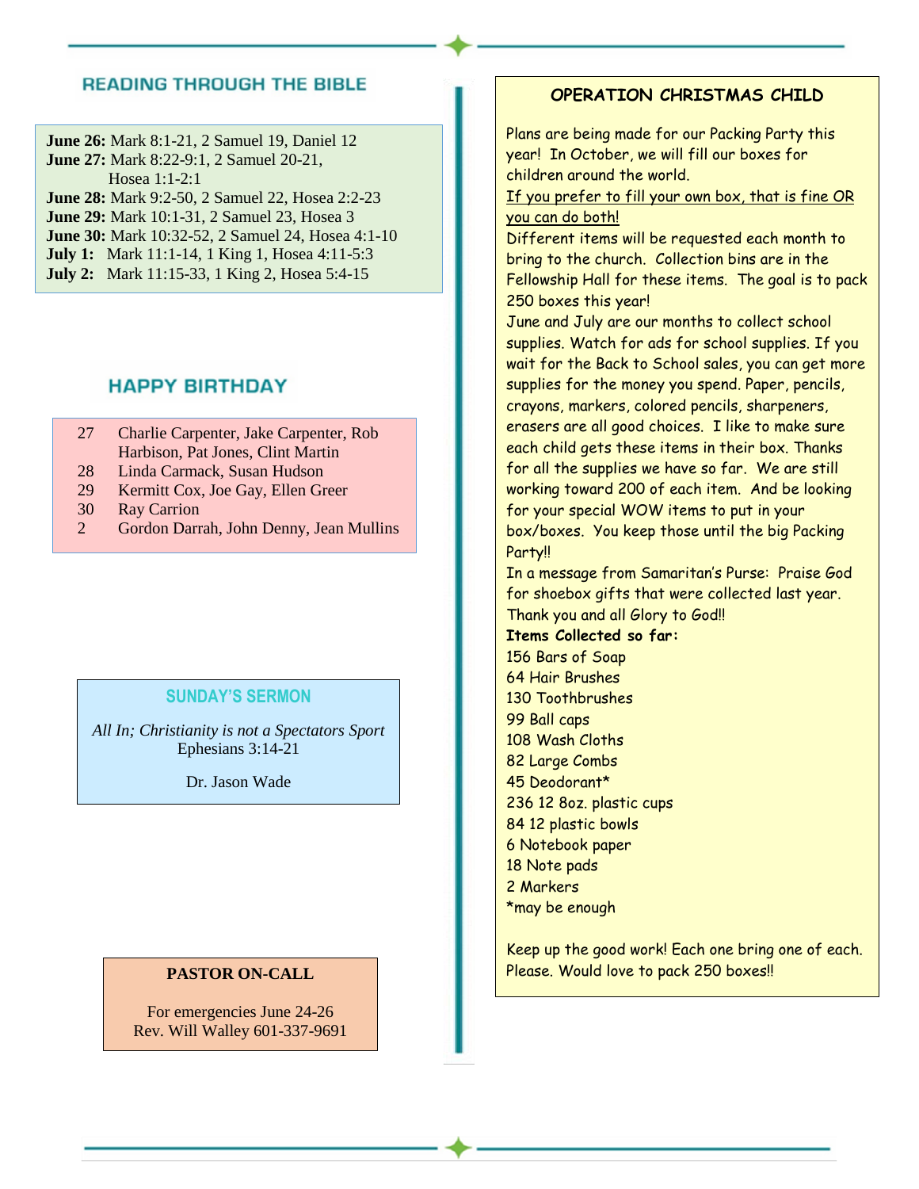## READING THROUGH THE BIBLE

**June 26:** Mark 8:1-21, 2 Samuel 19, Daniel 12
**June 27:** Mark 8:22-9:1, 2 Samuel 20-21, Hosea 1:1-2:1
**June 28:** Mark 9:2-50, 2 Samuel 22, Hosea 2:2-23
**June 29:** Mark 10:1-31, 2 Samuel 23, Hosea 3
**June 30:** Mark 10:32-52, 2 Samuel 24, Hosea 4:1-10
**July 1:** Mark 11:1-14, 1 King 1, Hosea 4:11-5:3
**July 2:** Mark 11:15-33, 1 King 2, Hosea 5:4-15

## HAPPY BIRTHDAY

| | |
|---|---|
| 27 | Charlie Carpenter, Jake Carpenter, Rob Harbison, Pat Jones, Clint Martin |
| 28 | Linda Carmack, Susan Hudson |
| 29 | Kermitt Cox, Joe Gay, Ellen Greer |
| 30 | Ray Carrion |
| 2 | Gordon Darrah, John Denny, Jean Mullins |

## SUNDAY'S SERMON

*All In; Christianity is not a Spectators Sport*
Ephesians 3:14-21

Dr. Jason Wade

## PASTOR ON-CALL

For emergencies June 24-26
Rev. Will Walley 601-337-9691

## OPERATION CHRISTMAS CHILD

Plans are being made for our Packing Party this year! In October, we will fill our boxes for children around the world.

If you prefer to fill your own box, that is fine OR you can do both!

Different items will be requested each month to bring to the church. Collection bins are in the Fellowship Hall for these items. The goal is to pack 250 boxes this year!

June and July are our months to collect school supplies. Watch for ads for school supplies. If you wait for the Back to School sales, you can get more supplies for the money you spend. Paper, pencils, crayons, markers, colored pencils, sharpeners, erasers are all good choices. I like to make sure each child gets these items in their box. Thanks for all the supplies we have so far. We are still working toward 200 of each item. And be looking for your special WOW items to put in your box/boxes. You keep those until the big Packing Party!!

In a message from Samaritan's Purse: Praise God for shoebox gifts that were collected last year. Thank you and all Glory to God!!

**Items Collected so far:**

156 Bars of Soap
64 Hair Brushes
130 Toothbrushes
99 Ball caps
108 Wash Cloths
82 Large Combs
45 Deodorant*
236 12 8oz. plastic cups
84 12 plastic bowls
6 Notebook paper
18 Note pads
2 Markers
*may be enough

Keep up the good work! Each one bring one of each. Please. Would love to pack 250 boxes!!